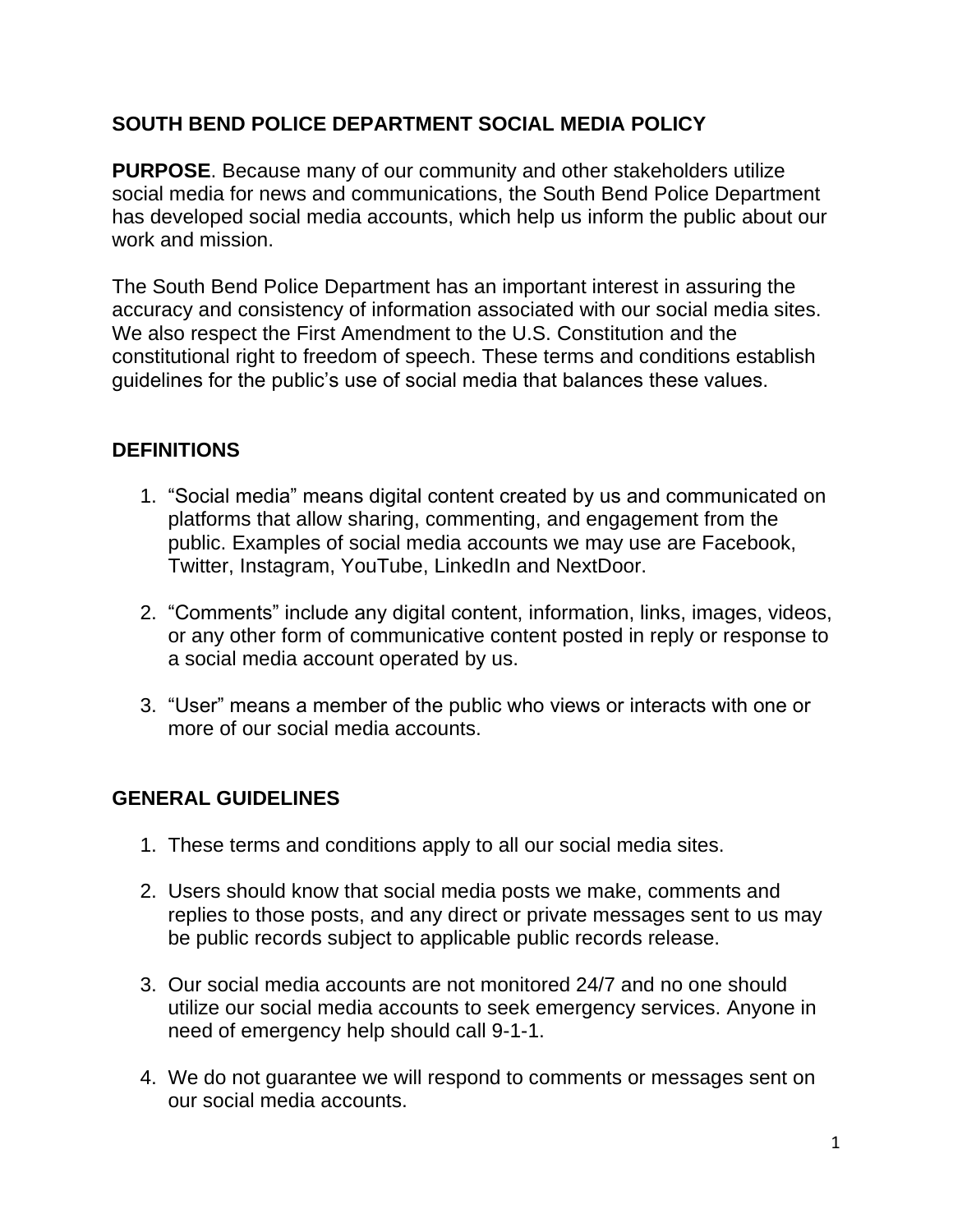# SOUTH BEND POLICE DEPARTMENT SOCIAL MEDIA POLICY

**PURPOSE**. Because many of our community and other stakeholders utilize social media for news and communications, the South Bend Police Department has developed social media accounts, which help us inform the public about our work and mission.

The South Bend Police Department has an important interest in assuring the accuracy and consistency of information associated with our social media sites. We also respect the First Amendment to the U.S. Constitution and the constitutional right to freedom of speech. These terms and conditions establish guidelines for the public's use of social media that balances these values.

## DEFINITIONS

1. "Social media" means digital content created by us and communicated on platforms that allow sharing, commenting, and engagement from the public. Examples of social media accounts we may use are Facebook, Twitter, Instagram, YouTube, LinkedIn and NextDoor.

2. "Comments" include any digital content, information, links, images, videos, or any other form of communicative content posted in reply or response to a social media account operated by us.

3. "User" means a member of the public who views or interacts with one or more of our social media accounts.

## GENERAL GUIDELINES

1. These terms and conditions apply to all our social media sites.

2. Users should know that social media posts we make, comments and replies to those posts, and any direct or private messages sent to us may be public records subject to applicable public records release.

3. Our social media accounts are not monitored 24/7 and no one should utilize our social media accounts to seek emergency services. Anyone in need of emergency help should call 9-1-1.

4. We do not guarantee we will respond to comments or messages sent on our social media accounts.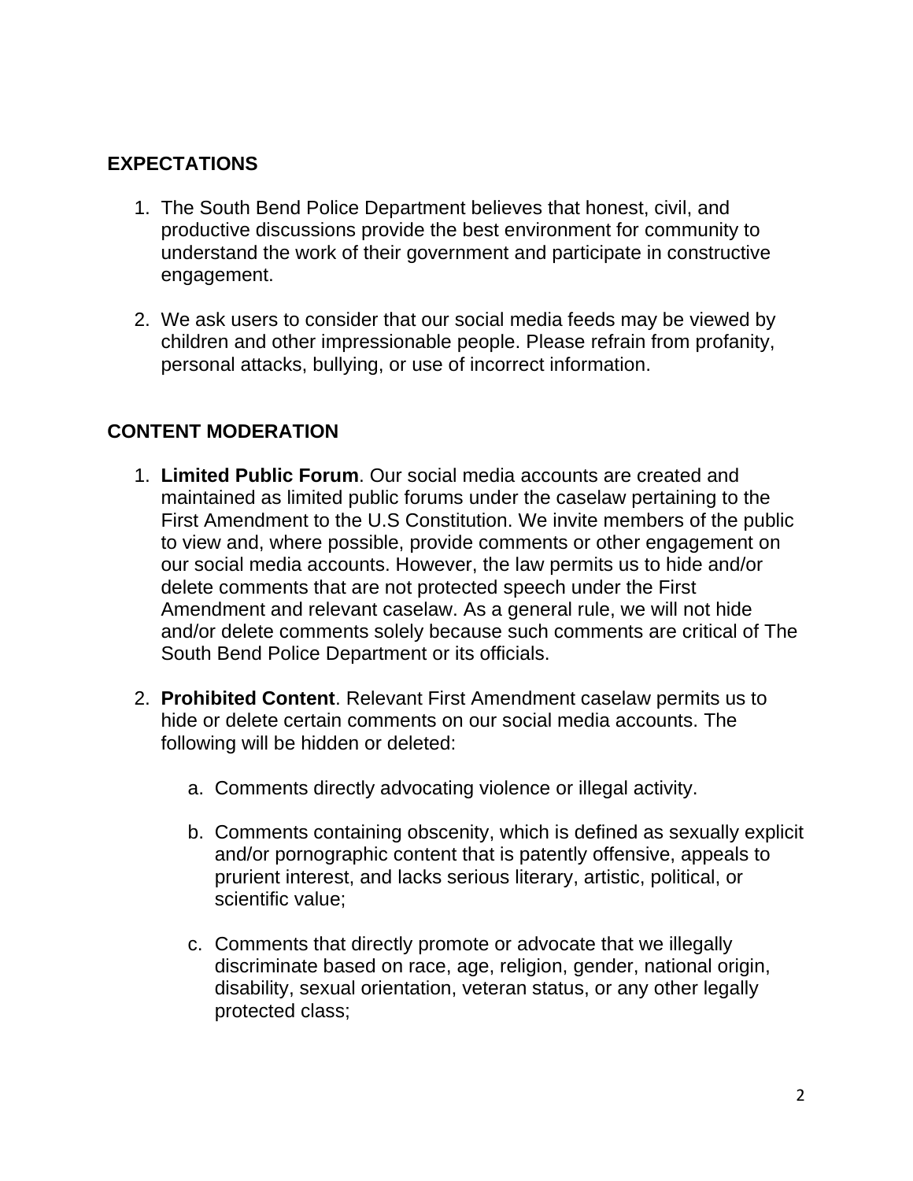## EXPECTATIONS

1. The South Bend Police Department believes that honest, civil, and productive discussions provide the best environment for community to understand the work of their government and participate in constructive engagement.

2. We ask users to consider that our social media feeds may be viewed by children and other impressionable people. Please refrain from profanity, personal attacks, bullying, or use of incorrect information.

## CONTENT MODERATION

1. **Limited Public Forum**. Our social media accounts are created and maintained as limited public forums under the caselaw pertaining to the First Amendment to the U.S Constitution. We invite members of the public to view and, where possible, provide comments or other engagement on our social media accounts. However, the law permits us to hide and/or delete comments that are not protected speech under the First Amendment and relevant caselaw. As a general rule, we will not hide and/or delete comments solely because such comments are critical of The South Bend Police Department or its officials.

2. **Prohibited Content**. Relevant First Amendment caselaw permits us to hide or delete certain comments on our social media accounts. The following will be hidden or deleted:

    a. Comments directly advocating violence or illegal activity.

    b. Comments containing obscenity, which is defined as sexually explicit and/or pornographic content that is patently offensive, appeals to prurient interest, and lacks serious literary, artistic, political, or scientific value;

    c. Comments that directly promote or advocate that we illegally discriminate based on race, age, religion, gender, national origin, disability, sexual orientation, veteran status, or any other legally protected class;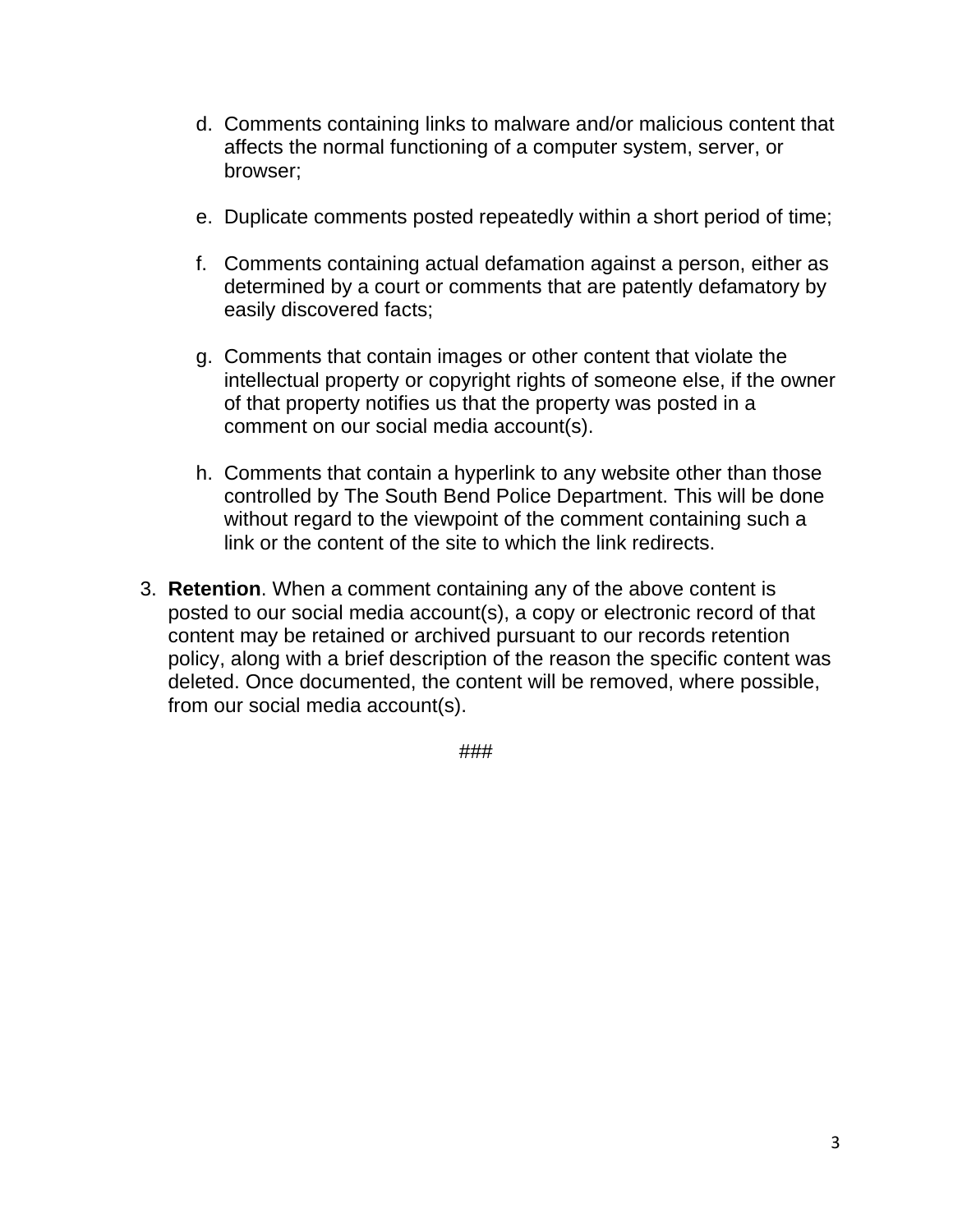d. Comments containing links to malware and/or malicious content that affects the normal functioning of a computer system, server, or browser;

e. Duplicate comments posted repeatedly within a short period of time;

f. Comments containing actual defamation against a person, either as determined by a court or comments that are patently defamatory by easily discovered facts;

g. Comments that contain images or other content that violate the intellectual property or copyright rights of someone else, if the owner of that property notifies us that the property was posted in a comment on our social media account(s).

h. Comments that contain a hyperlink to any website other than those controlled by The South Bend Police Department. This will be done without regard to the viewpoint of the comment containing such a link or the content of the site to which the link redirects.

3. **Retention**. When a comment containing any of the above content is posted to our social media account(s), a copy or electronic record of that content may be retained or archived pursuant to our records retention policy, along with a brief description of the reason the specific content was deleted. Once documented, the content will be removed, where possible, from our social media account(s).

###